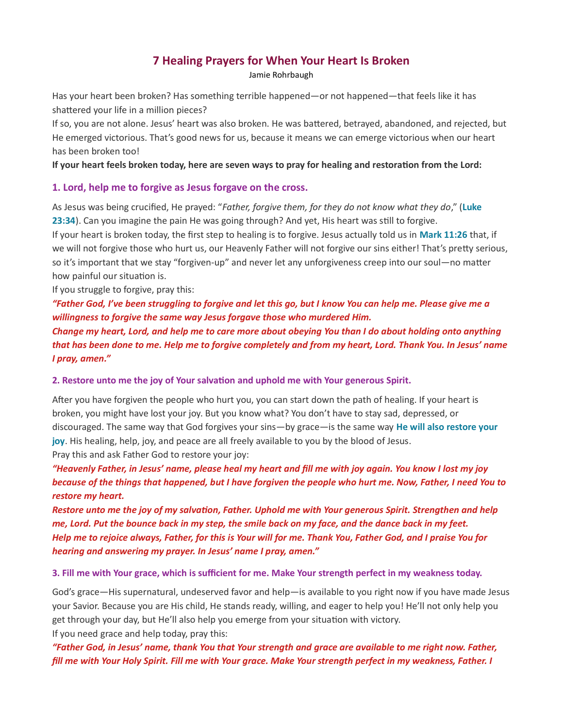# 7 Healing Prayers for When Your Heart Is Broken

Jamie Rohrbaugh

Has your heart been broken? Has something terrible happened—or not happened—that feels like it has shattered your life in a million pieces?

If so, you are not alone. Jesus' heart was also broken. He was battered, betrayed, abandoned, and rejected, but He emerged victorious. That's good news for us, because it means we can emerge victorious when our heart has been broken too!

**If your heart feels broken today, here are seven ways to pray for healing and restoration from the Lord:**

### 1. Lord, help me to forgive as Jesus forgave on the cross.

As Jesus was being crucified, He prayed: "*Father, forgive them, for they do not know what they do*," (**Luke 23:34**). Can you imagine the pain He was going through? And yet, His heart was still to forgive.

If your heart is broken today, the first step to healing is to forgive. Jesus actually told us in **Mark 11:26** that, if we will not forgive those who hurt us, our Heavenly Father will not forgive our sins either! That's pretty serious, so it's important that we stay "forgiven-up" and never let any unforgiveness creep into our soul—no matter how painful our situation is.

If you struggle to forgive, pray this:

***"Father God, I've been struggling to forgive and let this go, but I know You can help me. Please give me a willingness to forgive the same way Jesus forgave those who murdered Him.***

***Change my heart, Lord, and help me to care more about obeying You than I do about holding onto anything that has been done to me. Help me to forgive completely and from my heart, Lord. Thank You. In Jesus' name I pray, amen."***

### 2. Restore unto me the joy of Your salvation and uphold me with Your generous Spirit.

After you have forgiven the people who hurt you, you can start down the path of healing. If your heart is broken, you might have lost your joy. But you know what? You don't have to stay sad, depressed, or discouraged. The same way that God forgives your sins—by grace—is the same way **He will also restore your joy**. His healing, help, joy, and peace are all freely available to you by the blood of Jesus.

Pray this and ask Father God to restore your joy:

***"Heavenly Father, in Jesus' name, please heal my heart and fill me with joy again. You know I lost my joy because of the things that happened, but I have forgiven the people who hurt me. Now, Father, I need You to restore my heart.***

***Restore unto me the joy of my salvation, Father. Uphold me with Your generous Spirit. Strengthen and help me, Lord. Put the bounce back in my step, the smile back on my face, and the dance back in my feet.***

***Help me to rejoice always, Father, for this is Your will for me. Thank You, Father God, and I praise You for hearing and answering my prayer. In Jesus' name I pray, amen."***

### 3. Fill me with Your grace, which is sufficient for me. Make Your strength perfect in my weakness today.

God's grace—His supernatural, undeserved favor and help—is available to you right now if you have made Jesus your Savior. Because you are His child, He stands ready, willing, and eager to help you! He'll not only help you get through your day, but He'll also help you emerge from your situation with victory.

If you need grace and help today, pray this:

***"Father God, in Jesus' name, thank You that Your strength and grace are available to me right now. Father, fill me with Your Holy Spirit. Fill me with Your grace. Make Your strength perfect in my weakness, Father. I***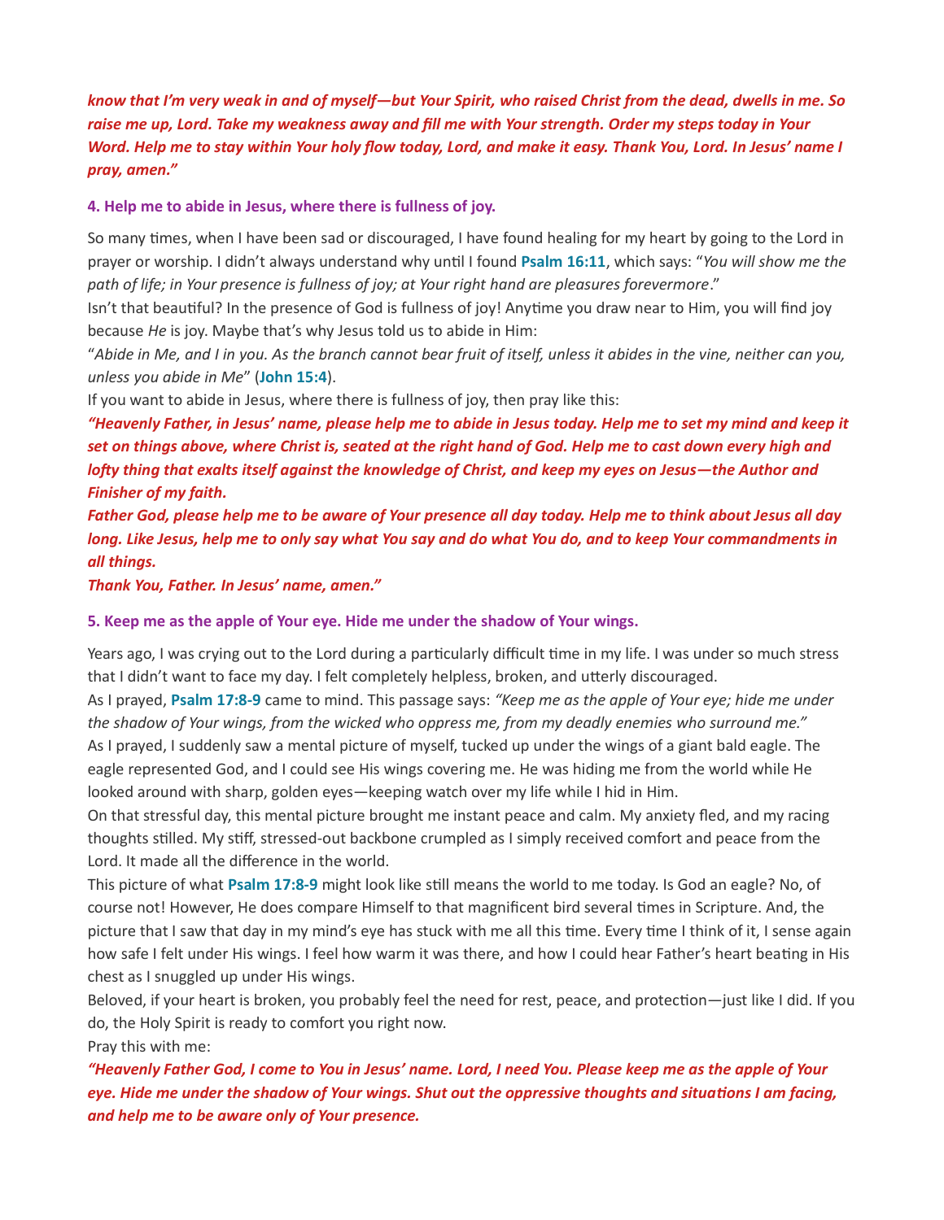***know that I'm very weak in and of myself—but Your Spirit, who raised Christ from the dead, dwells in me. So raise me up, Lord. Take my weakness away and fill me with Your strength. Order my steps today in Your Word. Help me to stay within Your holy flow today, Lord, and make it easy. Thank You, Lord. In Jesus' name I pray, amen."***

### 4. Help me to abide in Jesus, where there is fullness of joy.

So many times, when I have been sad or discouraged, I have found healing for my heart by going to the Lord in prayer or worship. I didn't always understand why until I found **Psalm 16:11**, which says: "*You will show me the path of life; in Your presence is fullness of joy; at Your right hand are pleasures forevermore*."

Isn't that beautiful? In the presence of God is fullness of joy! Anytime you draw near to Him, you will find joy because *He* is joy. Maybe that's why Jesus told us to abide in Him:

"*Abide in Me, and I in you. As the branch cannot bear fruit of itself, unless it abides in the vine, neither can you, unless you abide in Me*" (**John 15:4**).

If you want to abide in Jesus, where there is fullness of joy, then pray like this:

***"Heavenly Father, in Jesus' name, please help me to abide in Jesus today. Help me to set my mind and keep it set on things above, where Christ is, seated at the right hand of God. Help me to cast down every high and lofty thing that exalts itself against the knowledge of Christ, and keep my eyes on Jesus—the Author and Finisher of my faith.***

***Father God, please help me to be aware of Your presence all day today. Help me to think about Jesus all day long. Like Jesus, help me to only say what You say and do what You do, and to keep Your commandments in all things.***

***Thank You, Father. In Jesus' name, amen."***

### 5. Keep me as the apple of Your eye. Hide me under the shadow of Your wings.

Years ago, I was crying out to the Lord during a particularly difficult time in my life. I was under so much stress that I didn't want to face my day. I felt completely helpless, broken, and utterly discouraged.

As I prayed, **Psalm 17:8-9** came to mind. This passage says: *"Keep me as the apple of Your eye; hide me under the shadow of Your wings, from the wicked who oppress me, from my deadly enemies who surround me."*

As I prayed, I suddenly saw a mental picture of myself, tucked up under the wings of a giant bald eagle. The eagle represented God, and I could see His wings covering me. He was hiding me from the world while He looked around with sharp, golden eyes—keeping watch over my life while I hid in Him.

On that stressful day, this mental picture brought me instant peace and calm. My anxiety fled, and my racing thoughts stilled. My stiff, stressed-out backbone crumpled as I simply received comfort and peace from the Lord. It made all the difference in the world.

This picture of what **Psalm 17:8-9** might look like still means the world to me today. Is God an eagle? No, of course not! However, He does compare Himself to that magnificent bird several times in Scripture. And, the picture that I saw that day in my mind's eye has stuck with me all this time. Every time I think of it, I sense again how safe I felt under His wings. I feel how warm it was there, and how I could hear Father's heart beating in His chest as I snuggled up under His wings.

Beloved, if your heart is broken, you probably feel the need for rest, peace, and protection—just like I did. If you do, the Holy Spirit is ready to comfort you right now.

Pray this with me:

***"Heavenly Father God, I come to You in Jesus' name. Lord, I need You. Please keep me as the apple of Your eye. Hide me under the shadow of Your wings. Shut out the oppressive thoughts and situations I am facing, and help me to be aware only of Your presence.***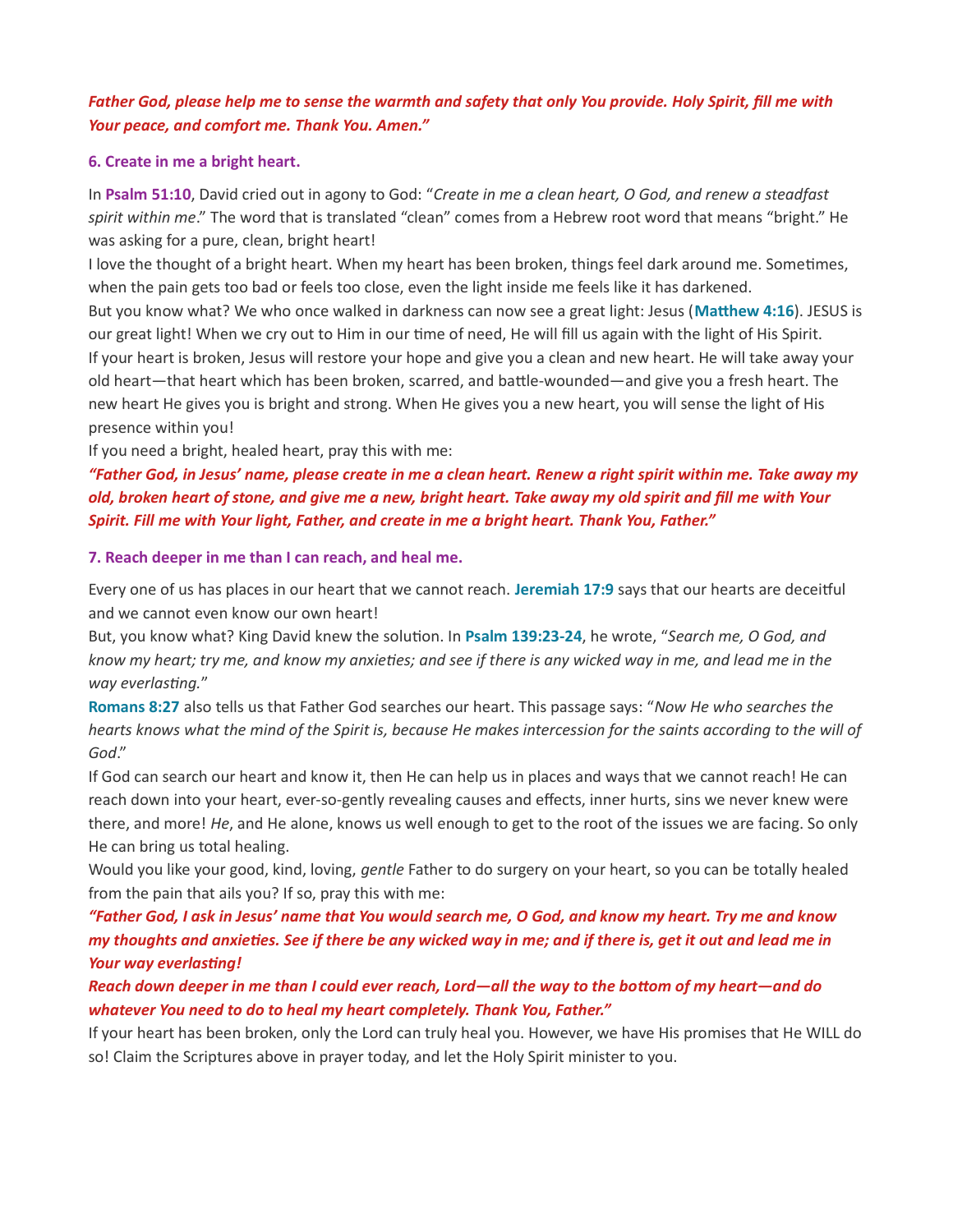***Father God, please help me to sense the warmth and safety that only You provide. Holy Spirit, fill me with Your peace, and comfort me. Thank You. Amen."***

### 6. Create in me a bright heart.

In **Psalm 51:10**, David cried out in agony to God: "*Create in me a clean heart, O God, and renew a steadfast spirit within me*." The word that is translated "clean" comes from a Hebrew root word that means "bright." He was asking for a pure, clean, bright heart!

I love the thought of a bright heart. When my heart has been broken, things feel dark around me. Sometimes, when the pain gets too bad or feels too close, even the light inside me feels like it has darkened.

But you know what? We who once walked in darkness can now see a great light: Jesus (**Matthew 4:16**). JESUS is our great light! When we cry out to Him in our time of need, He will fill us again with the light of His Spirit.

If your heart is broken, Jesus will restore your hope and give you a clean and new heart. He will take away your old heart—that heart which has been broken, scarred, and battle-wounded—and give you a fresh heart. The new heart He gives you is bright and strong. When He gives you a new heart, you will sense the light of His presence within you!

If you need a bright, healed heart, pray this with me:

***"Father God, in Jesus' name, please create in me a clean heart. Renew a right spirit within me. Take away my old, broken heart of stone, and give me a new, bright heart. Take away my old spirit and fill me with Your Spirit. Fill me with Your light, Father, and create in me a bright heart. Thank You, Father."***

### 7. Reach deeper in me than I can reach, and heal me.

Every one of us has places in our heart that we cannot reach. **Jeremiah 17:9** says that our hearts are deceitful and we cannot even know our own heart!

But, you know what? King David knew the solution. In **Psalm 139:23-24**, he wrote, "*Search me, O God, and know my heart; try me, and know my anxieties; and see if there is any wicked way in me, and lead me in the way everlasting.*"

**Romans 8:27** also tells us that Father God searches our heart. This passage says: "*Now He who searches the hearts knows what the mind of the Spirit is, because He makes intercession for the saints according to the will of God*."

If God can search our heart and know it, then He can help us in places and ways that we cannot reach! He can reach down into your heart, ever-so-gently revealing causes and effects, inner hurts, sins we never knew were there, and more! *He*, and He alone, knows us well enough to get to the root of the issues we are facing. So only He can bring us total healing.

Would you like your good, kind, loving, *gentle* Father to do surgery on your heart, so you can be totally healed from the pain that ails you? If so, pray this with me:

***"Father God, I ask in Jesus' name that You would search me, O God, and know my heart. Try me and know my thoughts and anxieties. See if there be any wicked way in me; and if there is, get it out and lead me in Your way everlasting!***

***Reach down deeper in me than I could ever reach, Lord—all the way to the bottom of my heart—and do whatever You need to do to heal my heart completely. Thank You, Father."***

If your heart has been broken, only the Lord can truly heal you. However, we have His promises that He WILL do so! Claim the Scriptures above in prayer today, and let the Holy Spirit minister to you.